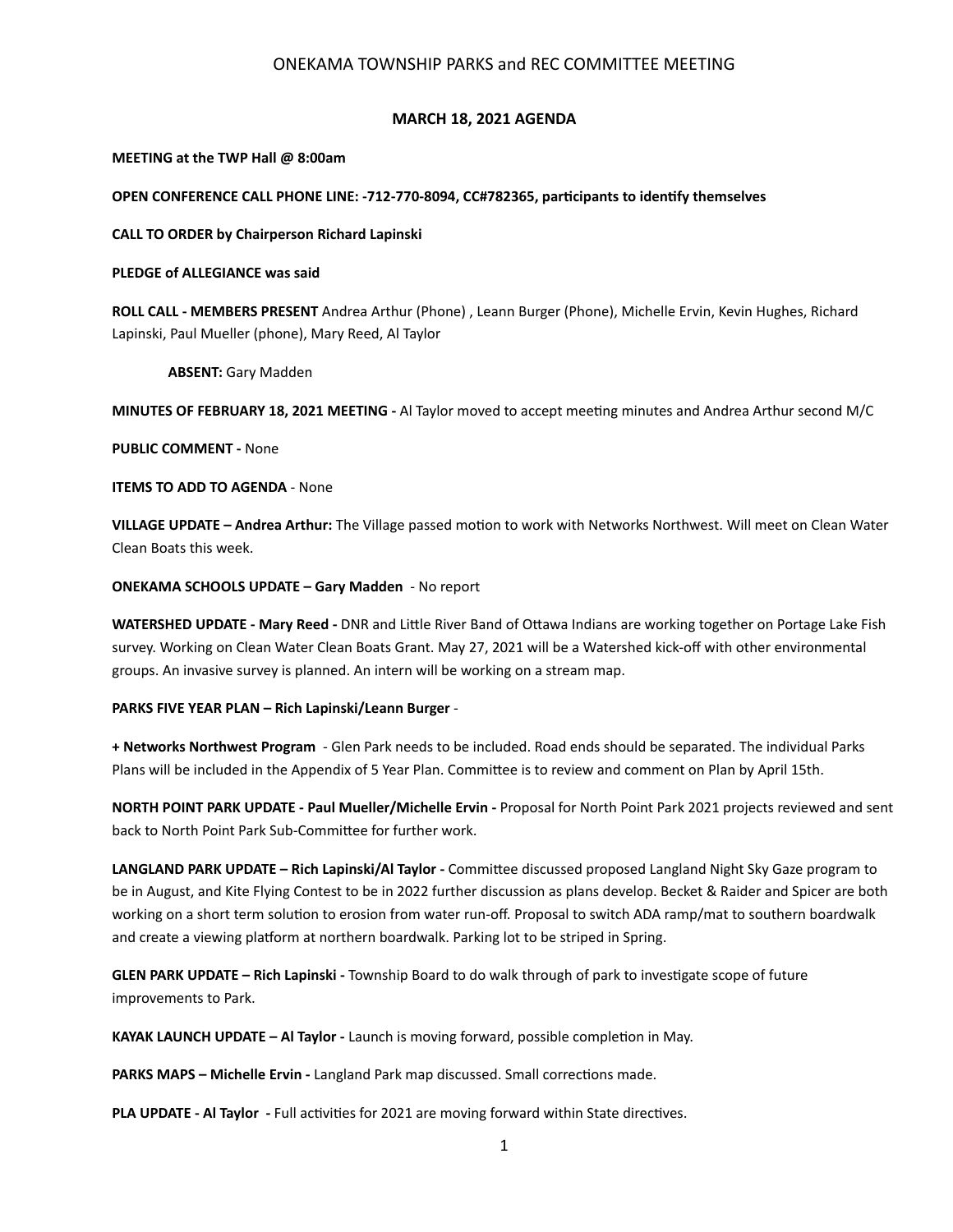# ONEKAMA TOWNSHIP PARKS and REC COMMITTEE MEETING

## MARCH 18, 2021 AGENDA

**MEETING at the TWP Hall @ 8:00am**

**OPEN CONFERENCE CALL PHONE LINE: -712-770-8094, CC#782365, participants to identify themselves**

**CALL TO ORDER by Chairperson Richard Lapinski**

**PLEDGE of ALLEGIANCE was said**

**ROLL CALL - MEMBERS PRESENT** Andrea Arthur (Phone) , Leann Burger (Phone), Michelle Ervin, Kevin Hughes, Richard Lapinski, Paul Mueller (phone), Mary Reed, Al Taylor

**ABSENT:** Gary Madden

**MINUTES OF FEBRUARY 18, 2021 MEETING -** Al Taylor moved to accept meeting minutes and Andrea Arthur second M/C

**PUBLIC COMMENT -** None

**ITEMS TO ADD TO AGENDA** - None

**VILLAGE UPDATE – Andrea Arthur:** The Village passed motion to work with Networks Northwest. Will meet on Clean Water Clean Boats this week.

**ONEKAMA SCHOOLS UPDATE – Gary Madden** - No report

**WATERSHED UPDATE - Mary Reed -** DNR and Little River Band of Ottawa Indians are working together on Portage Lake Fish survey. Working on Clean Water Clean Boats Grant. May 27, 2021 will be a Watershed kick-off with other environmental groups. An invasive survey is planned. An intern will be working on a stream map.

**PARKS FIVE YEAR PLAN – Rich Lapinski/Leann Burger** -

**+ Networks Northwest Program** - Glen Park needs to be included. Road ends should be separated. The individual Parks Plans will be included in the Appendix of 5 Year Plan. Committee is to review and comment on Plan by April 15th.

**NORTH POINT PARK UPDATE - Paul Mueller/Michelle Ervin -** Proposal for North Point Park 2021 projects reviewed and sent back to North Point Park Sub-Committee for further work.

**LANGLAND PARK UPDATE – Rich Lapinski/Al Taylor -** Committee discussed proposed Langland Night Sky Gaze program to be in August, and Kite Flying Contest to be in 2022 further discussion as plans develop. Becket & Raider and Spicer are both working on a short term solution to erosion from water run-off. Proposal to switch ADA ramp/mat to southern boardwalk and create a viewing platform at northern boardwalk. Parking lot to be striped in Spring.

**GLEN PARK UPDATE – Rich Lapinski -** Township Board to do walk through of park to investigate scope of future improvements to Park.

**KAYAK LAUNCH UPDATE – Al Taylor -** Launch is moving forward, possible completion in May.

**PARKS MAPS – Michelle Ervin -** Langland Park map discussed. Small corrections made.

**PLA UPDATE - Al Taylor -** Full activities for 2021 are moving forward within State directives.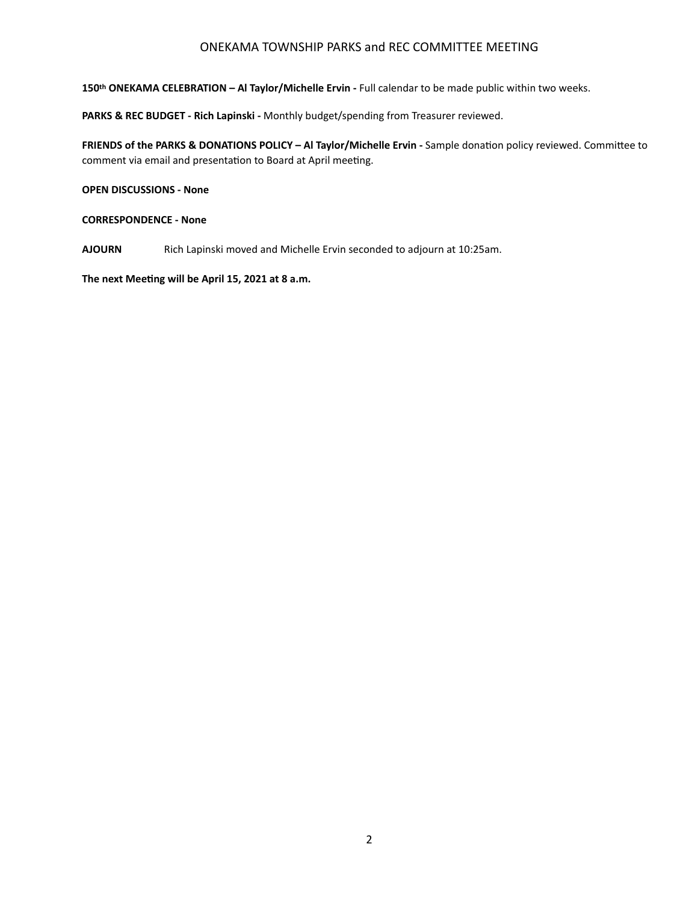**150th ONEKAMA CELEBRATION – Al Taylor/Michelle Ervin -** Full calendar to be made public within two weeks.

**PARKS & REC BUDGET - Rich Lapinski -** Monthly budget/spending from Treasurer reviewed.

**FRIENDS of the PARKS & DONATIONS POLICY – Al Taylor/Michelle Ervin -** Sample donation policy reviewed. Committee to comment via email and presentation to Board at April meeting.

**OPEN DISCUSSIONS - None**

**CORRESPONDENCE - None**

**AJOURN** Rich Lapinski moved and Michelle Ervin seconded to adjourn at 10:25am.

**The next Meeting will be April 15, 2021 at 8 a.m.**